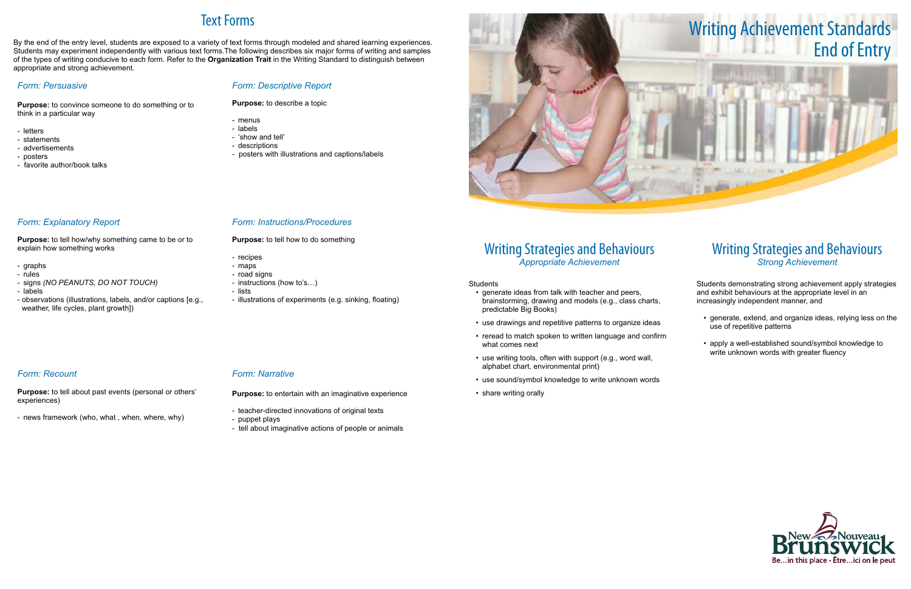# Text Forms

By the end of the entry level, students are exposed to a variety of text forms through modeled and shared learning experiences. Students may experiment independently with various text forms.The following describes six major forms of writing and samples of the types of writing conducive to each form. Refer to the **Organization Trait** in the Writing Standard to distinguish between appropriate and strong achievement.

### *Form: Persuasive*

**Purpose:** to convince someone to do something or to think in a particular way

- letters
- statements
- advertisements
- posters
- favorite author/book talks

### *Form: Descriptive Report*

**Purpose:** to describe a topic

- menus
- labels
- 'show and tell'
- descriptions
- posters with illustrations and captions/labels

### *Form: Explanatory Report*

**Purpose:** to tell how/why something came to be or to explain how something works

- graphs
- rules
- signs *(NO PEANUTS, DO NOT TOUCH)*
- labels
- observations (illustrations, labels, and/or captions [e.g., weather, life cycles, plant growth])

### *Form: Instructions/Procedures*

**Purpose:** to tell how to do something

- recipes
- maps
- road signs
- instructions (how to's…)
- lists
- illustrations of experiments (e.g. sinking, floating)

### *Form: Recount*

**Purpose:** to tell about past events (personal or others' experiences)

- news framework (who, what , when, where, why)

### *Form: Narrative*

**Purpose:** to entertain with an imaginative experience

- teacher-directed innovations of original texts
- puppet plays
- tell about imaginative actions of people or animals

# Writing Achievement Standards End of Entry

## Writing Strategies and Behaviours

*Appropriate Achievement*

Students

- generate ideas from talk with teacher and peers, brainstorming, drawing and models (e.g., class charts, predictable Big Books)
- use drawings and repetitive patterns to organize ideas
- reread to match spoken to written language and confirm what comes next
- use writing tools, often with support (e.g., word wall, alphabet chart, environmental print)
- use sound/symbol knowledge to write unknown words
- share writing orally

## Writing Strategies and Behaviours

*Strong Achievement*

Students demonstrating strong achievement apply strategies and exhibit behaviours at the appropriate level in an increasingly independent manner, and

- generate, extend, and organize ideas, relying less on the use of repetitive patterns
- apply a well-established sound/symbol knowledge to write unknown words with greater fluency

New Brunswick Nouveau Brunswick
Be…in this place • Être…ici on le peut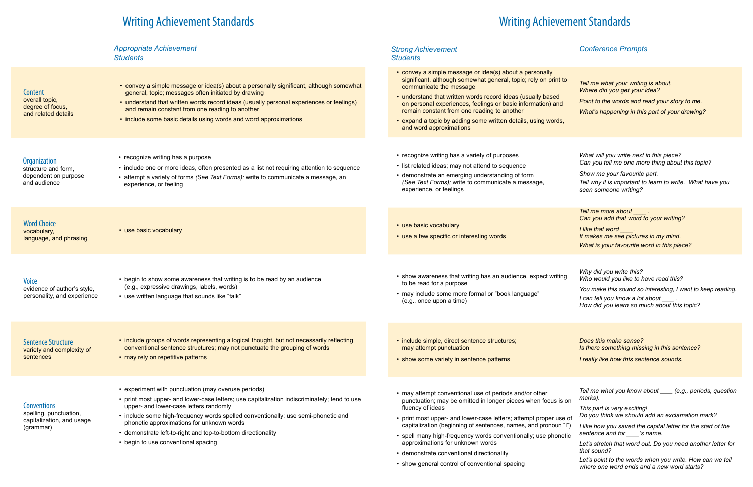# Writing Achievement Standards

| | Appropriate Achievement Students | Strong Achievement Students | Conference Prompts |
|---|---|---|---|
| **Content**<br>overall topic, degree of focus, and related details | • convey a simple message or idea(s) about a personally significant, although somewhat general, topic; messages often initiated by drawing<br>• understand that written words record ideas (usually personal experiences or feelings) and remain constant from one reading to another<br>• include some basic details using words and word approximations | • convey a simple message or idea(s) about a personally significant, although somewhat general, topic; rely on print to communicate the message<br>• understand that written words record ideas (usually based on personal experiences, feelings or basic information) and remain constant from one reading to another<br>• expand a topic by adding some written details, using words, and word approximations | *Tell me what your writing is about.*<br>*Where did you get your idea?*<br>*Point to the words and read your story to me.*<br>*What's happening in this part of your drawing?* |
| **Organization**<br>structure and form, dependent on purpose and audience | • recognize writing has a purpose<br>• include one or more ideas, often presented as a list not requiring attention to sequence<br>• attempt a variety of forms *(See Text Forms)*; write to communicate a message, an experience, or feeling | • recognize writing has a variety of purposes<br>• list related ideas; may not attend to sequence<br>• demonstrate an emerging understanding of form *(See Text Forms)*; write to communicate a message, experience, or feelings | *What will you write next in this piece?*<br>*Can you tell me one more thing about this topic?*<br>*Show me your favourite part.*<br>*Tell why it is important to learn to write. What have you seen someone writing?* |
| **Word Choice**<br>vocabulary, language, and phrasing | • use basic vocabulary | • use basic vocabulary<br>• use a few specific or interesting words | *Tell me more about ____ .*<br>*Can you add that word to your writing?*<br>*I like that word ____.*<br>*It makes me see pictures in my mind.*<br>*What is your favourite word in this piece?* |
| **Voice**<br>evidence of author's style, personality, and experience | • begin to show some awareness that writing is to be read by an audience (e.g., expressive drawings, labels, words)<br>• use written language that sounds like "talk" | • show awareness that writing has an audience, expect writing to be read for a purpose<br>• may include some more formal or "book language" (e.g., once upon a time) | *Why did you write this?*<br>*Who would you like to have read this?*<br>*You make this sound so interesting, I want to keep reading.*<br>*I can tell you know a lot about ____ .*<br>*How did you learn so much about this topic?* |
| **Sentence Structure**<br>variety and complexity of sentences | • include groups of words representing a logical thought, but not necessarily reflecting conventional sentence structures; may not punctuate the grouping of words<br>• may rely on repetitive patterns | • include simple, direct sentence structures; may attempt punctuation<br>• show some variety in sentence patterns | *Does this make sense?*<br>*Is there something missing in this sentence?*<br>*I really like how this sentence sounds.* |
| **Conventions**<br>spelling, punctuation, capitalization, and usage (grammar) | • experiment with punctuation (may overuse periods)<br>• print most upper- and lower-case letters; use capitalization indiscriminately; tend to use upper- and lower-case letters randomly<br>• include some high-frequency words spelled conventionally; use semi-phonetic and phonetic approximations for unknown words<br>• demonstrate left-to-right and top-to-bottom directionality<br>• begin to use conventional spacing | • may attempt conventional use of periods and/or other punctuation; may be omitted in longer pieces when focus is on fluency of ideas<br>• print most upper- and lower-case letters; attempt proper use of capitalization (beginning of sentences, names, and pronoun "I")<br>• spell many high-frequency words conventionally; use phonetic approximations for unknown words<br>• demonstrate conventional directionality<br>• show general control of conventional spacing | *Tell me what you know about ____ (e.g., periods, question marks).*<br>*This part is very exciting!*<br>*Do you think we should add an exclamation mark?*<br>*I like how you saved the capital letter for the start of the sentence and for ____'s name.*<br>*Let's stretch that word out. Do you need another letter for that sound?*<br>*Let's point to the words when you write. How can we tell where one word ends and a new word starts?* |